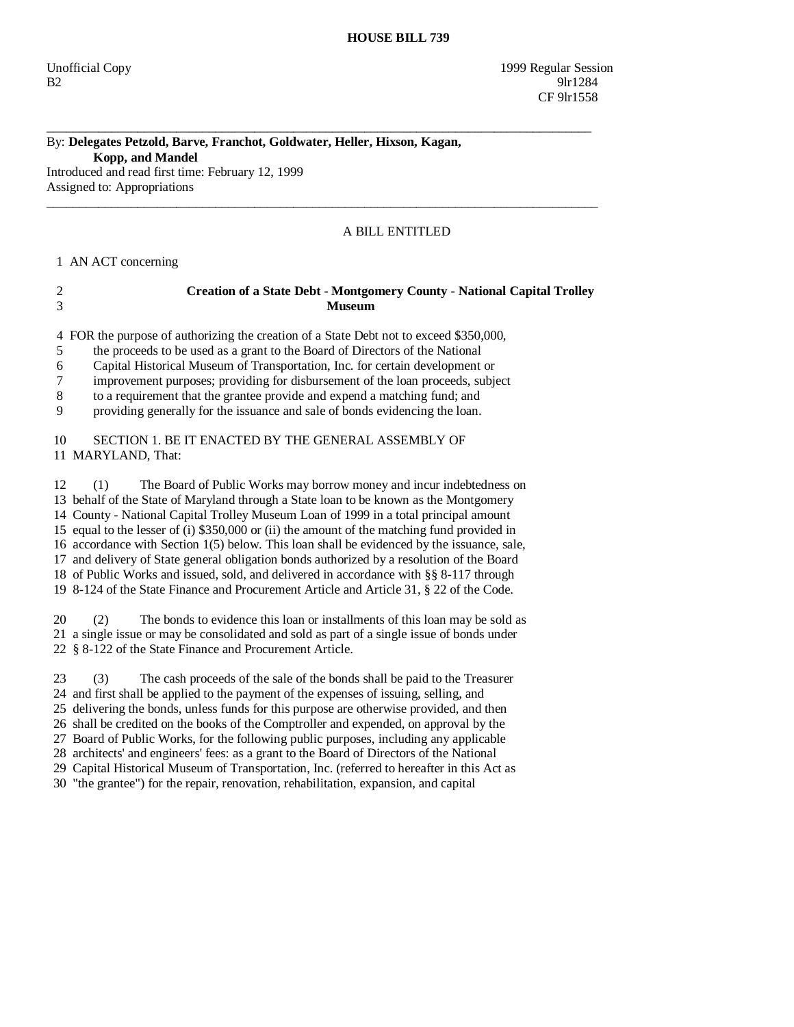# HOUSE BILL 739

Unofficial Copy 1999 Regular Session
B2 9lr1284
CF 9lr1558

---

By: **Delegates Petzold, Barve, Franchot, Goldwater, Heller, Hixson, Kagan, Kopp, and Mandel**
Introduced and read first time: February 12, 1999
Assigned to: Appropriations

---

A BILL ENTITLED

1 AN ACT concerning

2 **Creation of a State Debt - Montgomery County - National Capital Trolley**
3 **Museum**

4 FOR the purpose of authorizing the creation of a State Debt not to exceed $350,000,
5 the proceeds to be used as a grant to the Board of Directors of the National
6 Capital Historical Museum of Transportation, Inc. for certain development or
7 improvement purposes; providing for disbursement of the loan proceeds, subject
8 to a requirement that the grantee provide and expend a matching fund; and
9 providing generally for the issuance and sale of bonds evidencing the loan.

10 SECTION 1. BE IT ENACTED BY THE GENERAL ASSEMBLY OF
11 MARYLAND, That:

12 (1) The Board of Public Works may borrow money and incur indebtedness on
13 behalf of the State of Maryland through a State loan to be known as the Montgomery
14 County - National Capital Trolley Museum Loan of 1999 in a total principal amount
15 equal to the lesser of (i) $350,000 or (ii) the amount of the matching fund provided in
16 accordance with Section 1(5) below. This loan shall be evidenced by the issuance, sale,
17 and delivery of State general obligation bonds authorized by a resolution of the Board
18 of Public Works and issued, sold, and delivered in accordance with §§ 8-117 through
19 8-124 of the State Finance and Procurement Article and Article 31, § 22 of the Code.

20 (2) The bonds to evidence this loan or installments of this loan may be sold as
21 a single issue or may be consolidated and sold as part of a single issue of bonds under
22 § 8-122 of the State Finance and Procurement Article.

23 (3) The cash proceeds of the sale of the bonds shall be paid to the Treasurer
24 and first shall be applied to the payment of the expenses of issuing, selling, and
25 delivering the bonds, unless funds for this purpose are otherwise provided, and then
26 shall be credited on the books of the Comptroller and expended, on approval by the
27 Board of Public Works, for the following public purposes, including any applicable
28 architects' and engineers' fees: as a grant to the Board of Directors of the National
29 Capital Historical Museum of Transportation, Inc. (referred to hereafter in this Act as
30 "the grantee") for the repair, renovation, rehabilitation, expansion, and capital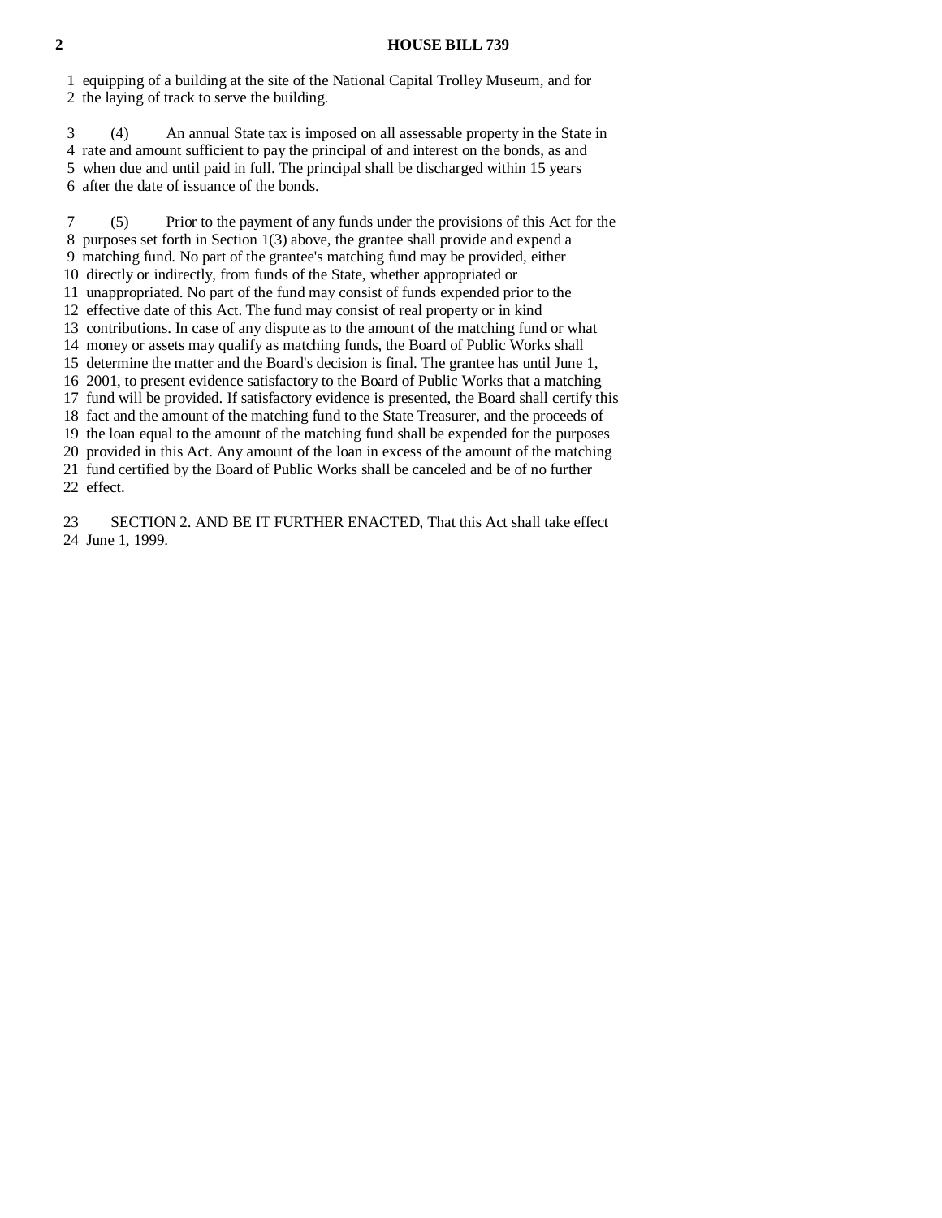equipping of a building at the site of the National Capital Trolley Museum, and for the laying of track to serve the building.

(4) An annual State tax is imposed on all assessable property in the State in rate and amount sufficient to pay the principal of and interest on the bonds, as and when due and until paid in full. The principal shall be discharged within 15 years after the date of issuance of the bonds.

(5) Prior to the payment of any funds under the provisions of this Act for the purposes set forth in Section 1(3) above, the grantee shall provide and expend a matching fund. No part of the grantee's matching fund may be provided, either directly or indirectly, from funds of the State, whether appropriated or unappropriated. No part of the fund may consist of funds expended prior to the effective date of this Act. The fund may consist of real property or in kind contributions. In case of any dispute as to the amount of the matching fund or what money or assets may qualify as matching funds, the Board of Public Works shall determine the matter and the Board's decision is final. The grantee has until June 1, 2001, to present evidence satisfactory to the Board of Public Works that a matching fund will be provided. If satisfactory evidence is presented, the Board shall certify this fact and the amount of the matching fund to the State Treasurer, and the proceeds of the loan equal to the amount of the matching fund shall be expended for the purposes provided in this Act. Any amount of the loan in excess of the amount of the matching fund certified by the Board of Public Works shall be canceled and be of no further effect.

SECTION 2. AND BE IT FURTHER ENACTED, That this Act shall take effect June 1, 1999.